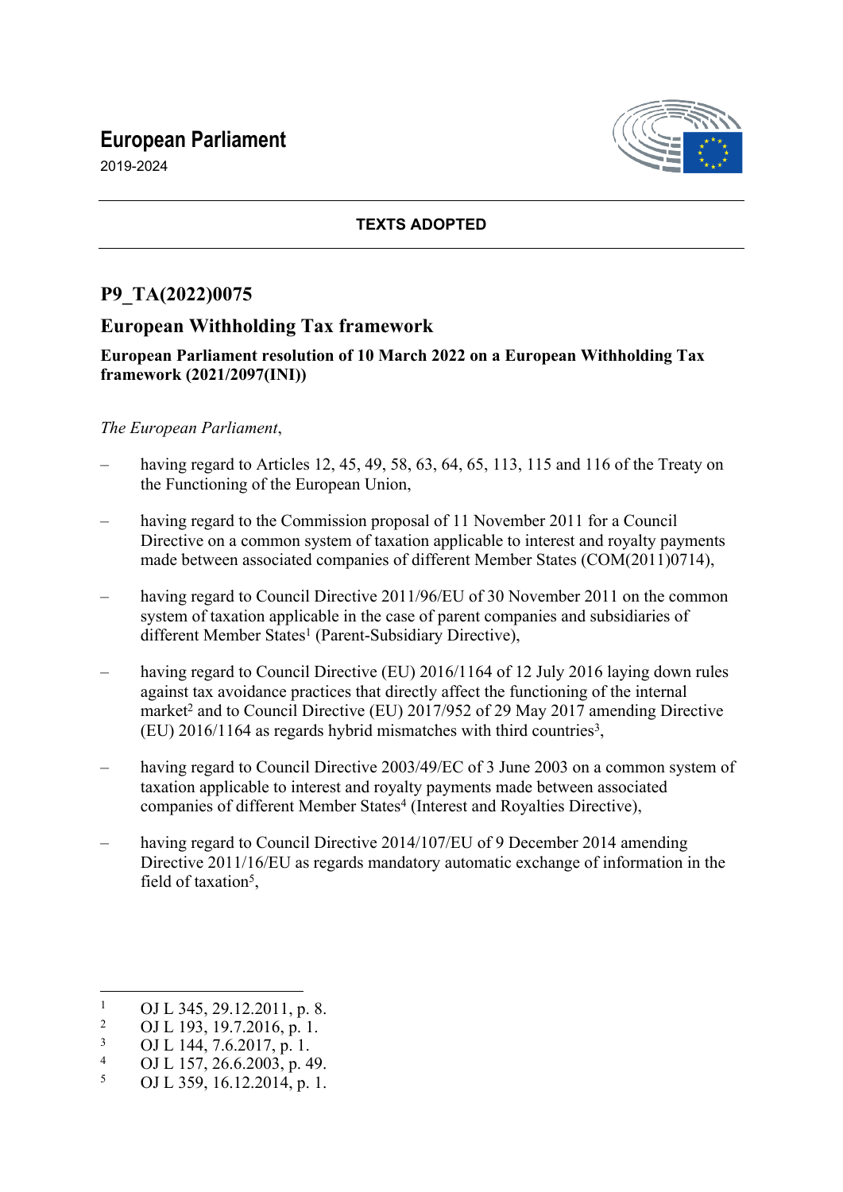# European Parliament

2019-2024

**TEXTS ADOPTED**

## P9_TA(2022)0075

## European Withholding Tax framework

**European Parliament resolution of 10 March 2022 on a European Withholding Tax framework (2021/2097(INI))**

*The European Parliament*,

– having regard to Articles 12, 45, 49, 58, 63, 64, 65, 113, 115 and 116 of the Treaty on the Functioning of the European Union,

– having regard to the Commission proposal of 11 November 2011 for a Council Directive on a common system of taxation applicable to interest and royalty payments made between associated companies of different Member States (COM(2011)0714),

– having regard to Council Directive 2011/96/EU of 30 November 2011 on the common system of taxation applicable in the case of parent companies and subsidiaries of different Member States[1] (Parent-Subsidiary Directive),

– having regard to Council Directive (EU) 2016/1164 of 12 July 2016 laying down rules against tax avoidance practices that directly affect the functioning of the internal market[2] and to Council Directive (EU) 2017/952 of 29 May 2017 amending Directive (EU) 2016/1164 as regards hybrid mismatches with third countries[3],

– having regard to Council Directive 2003/49/EC of 3 June 2003 on a common system of taxation applicable to interest and royalty payments made between associated companies of different Member States[4] (Interest and Royalties Directive),

– having regard to Council Directive 2014/107/EU of 9 December 2014 amending Directive 2011/16/EU as regards mandatory automatic exchange of information in the field of taxation[5],

---

[1] OJ L 345, 29.12.2011, p. 8.
[2] OJ L 193, 19.7.2016, p. 1.
[3] OJ L 144, 7.6.2017, p. 1.
[4] OJ L 157, 26.6.2003, p. 49.
[5] OJ L 359, 16.12.2014, p. 1.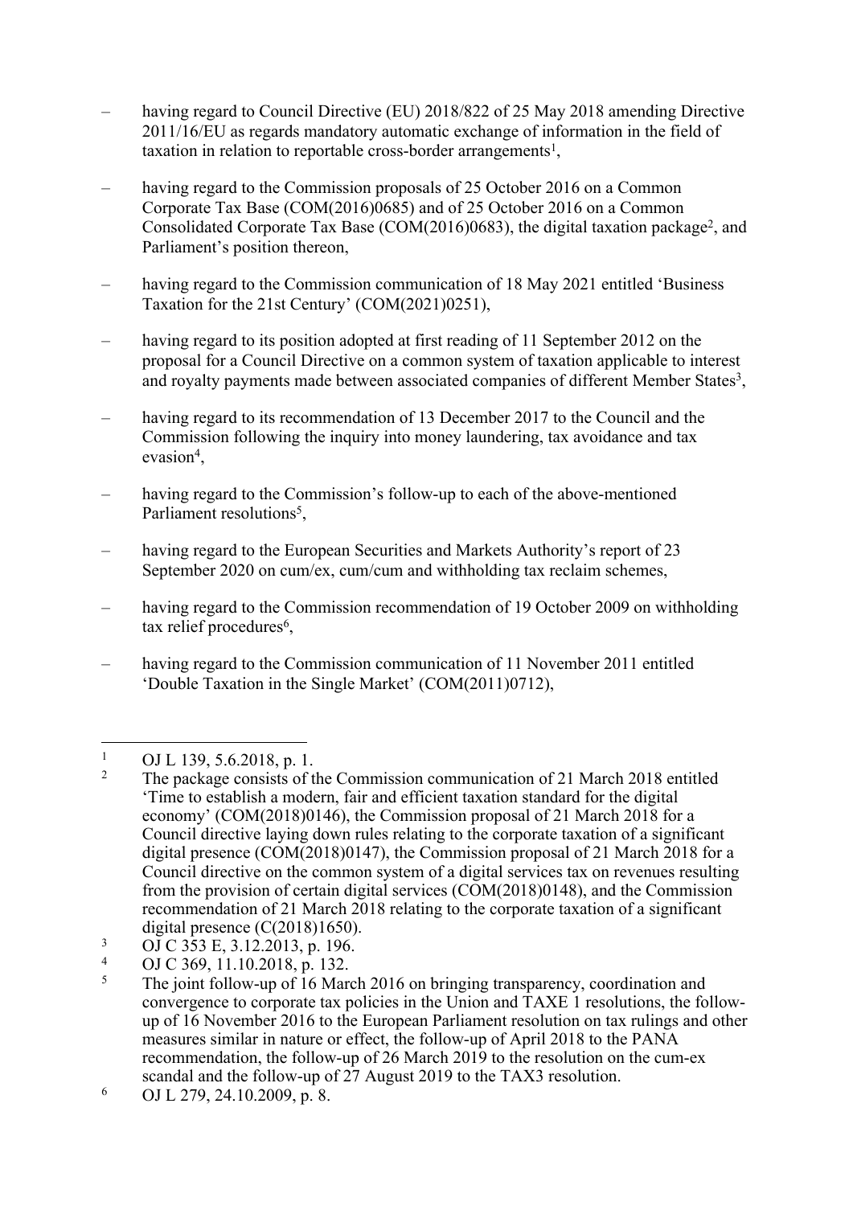– having regard to Council Directive (EU) 2018/822 of 25 May 2018 amending Directive 2011/16/EU as regards mandatory automatic exchange of information in the field of taxation in relation to reportable cross-border arrangements[1],

– having regard to the Commission proposals of 25 October 2016 on a Common Corporate Tax Base (COM(2016)0685) and of 25 October 2016 on a Common Consolidated Corporate Tax Base (COM(2016)0683), the digital taxation package[2], and Parliament's position thereon,

– having regard to the Commission communication of 18 May 2021 entitled 'Business Taxation for the 21st Century' (COM(2021)0251),

– having regard to its position adopted at first reading of 11 September 2012 on the proposal for a Council Directive on a common system of taxation applicable to interest and royalty payments made between associated companies of different Member States[3],

– having regard to its recommendation of 13 December 2017 to the Council and the Commission following the inquiry into money laundering, tax avoidance and tax evasion[4],

– having regard to the Commission's follow-up to each of the above-mentioned Parliament resolutions[5],

– having regard to the European Securities and Markets Authority's report of 23 September 2020 on cum/ex, cum/cum and withholding tax reclaim schemes,

– having regard to the Commission recommendation of 19 October 2009 on withholding tax relief procedures[6],

– having regard to the Commission communication of 11 November 2011 entitled 'Double Taxation in the Single Market' (COM(2011)0712),

---

[1] OJ L 139, 5.6.2018, p. 1.

[2] The package consists of the Commission communication of 21 March 2018 entitled 'Time to establish a modern, fair and efficient taxation standard for the digital economy' (COM(2018)0146), the Commission proposal of 21 March 2018 for a Council directive laying down rules relating to the corporate taxation of a significant digital presence (COM(2018)0147), the Commission proposal of 21 March 2018 for a Council directive on the common system of a digital services tax on revenues resulting from the provision of certain digital services (COM(2018)0148), and the Commission recommendation of 21 March 2018 relating to the corporate taxation of a significant digital presence (C(2018)1650).

[3] OJ C 353 E, 3.12.2013, p. 196.

[4] OJ C 369, 11.10.2018, p. 132.

[5] The joint follow-up of 16 March 2016 on bringing transparency, coordination and convergence to corporate tax policies in the Union and TAXE 1 resolutions, the follow-up of 16 November 2016 to the European Parliament resolution on tax rulings and other measures similar in nature or effect, the follow-up of April 2018 to the PANA recommendation, the follow-up of 26 March 2019 to the resolution on the cum-ex scandal and the follow-up of 27 August 2019 to the TAX3 resolution.

[6] OJ L 279, 24.10.2009, p. 8.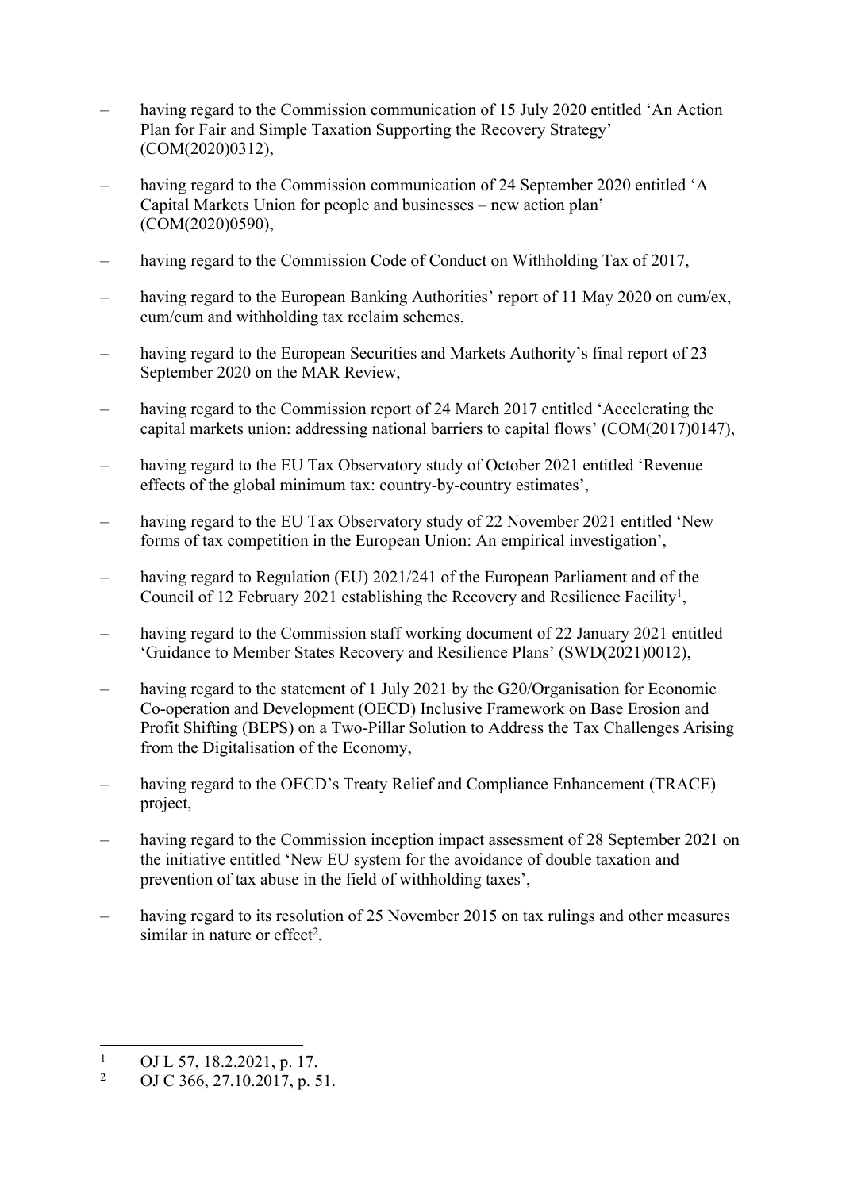- having regard to the Commission communication of 15 July 2020 entitled 'An Action Plan for Fair and Simple Taxation Supporting the Recovery Strategy' (COM(2020)0312),
- having regard to the Commission communication of 24 September 2020 entitled 'A Capital Markets Union for people and businesses – new action plan' (COM(2020)0590),
- having regard to the Commission Code of Conduct on Withholding Tax of 2017,
- having regard to the European Banking Authorities' report of 11 May 2020 on cum/ex, cum/cum and withholding tax reclaim schemes,
- having regard to the European Securities and Markets Authority's final report of 23 September 2020 on the MAR Review,
- having regard to the Commission report of 24 March 2017 entitled 'Accelerating the capital markets union: addressing national barriers to capital flows' (COM(2017)0147),
- having regard to the EU Tax Observatory study of October 2021 entitled 'Revenue effects of the global minimum tax: country-by-country estimates',
- having regard to the EU Tax Observatory study of 22 November 2021 entitled 'New forms of tax competition in the European Union: An empirical investigation',
- having regard to Regulation (EU) 2021/241 of the European Parliament and of the Council of 12 February 2021 establishing the Recovery and Resilience Facility[1],
- having regard to the Commission staff working document of 22 January 2021 entitled 'Guidance to Member States Recovery and Resilience Plans' (SWD(2021)0012),
- having regard to the statement of 1 July 2021 by the G20/Organisation for Economic Co-operation and Development (OECD) Inclusive Framework on Base Erosion and Profit Shifting (BEPS) on a Two-Pillar Solution to Address the Tax Challenges Arising from the Digitalisation of the Economy,
- having regard to the OECD's Treaty Relief and Compliance Enhancement (TRACE) project,
- having regard to the Commission inception impact assessment of 28 September 2021 on the initiative entitled 'New EU system for the avoidance of double taxation and prevention of tax abuse in the field of withholding taxes',
- having regard to its resolution of 25 November 2015 on tax rulings and other measures similar in nature or effect[2],

[1] OJ L 57, 18.2.2021, p. 17.

[2] OJ C 366, 27.10.2017, p. 51.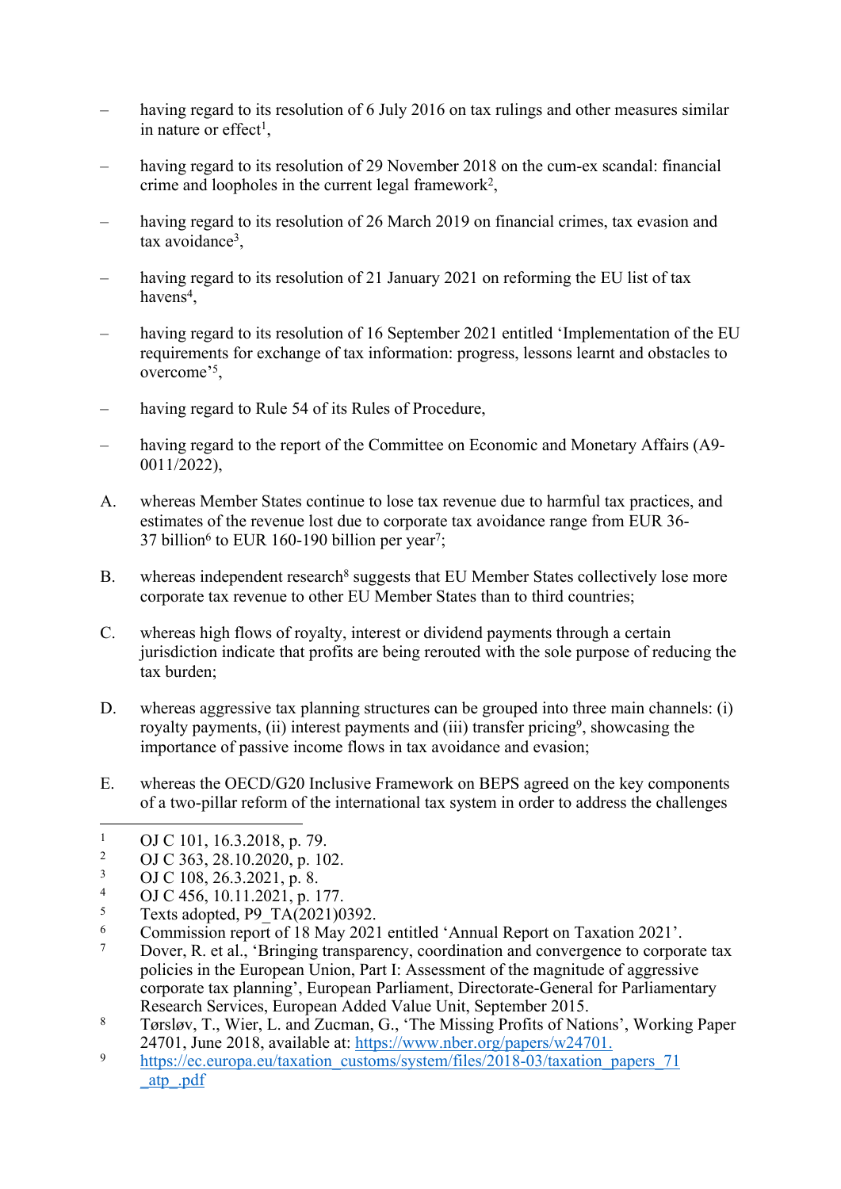– having regard to its resolution of 6 July 2016 on tax rulings and other measures similar in nature or effect[1],

– having regard to its resolution of 29 November 2018 on the cum-ex scandal: financial crime and loopholes in the current legal framework[2],

– having regard to its resolution of 26 March 2019 on financial crimes, tax evasion and tax avoidance[3],

– having regard to its resolution of 21 January 2021 on reforming the EU list of tax havens[4],

– having regard to its resolution of 16 September 2021 entitled 'Implementation of the EU requirements for exchange of tax information: progress, lessons learnt and obstacles to overcome'[5],

– having regard to Rule 54 of its Rules of Procedure,

– having regard to the report of the Committee on Economic and Monetary Affairs (A9-0011/2022),

A. whereas Member States continue to lose tax revenue due to harmful tax practices, and estimates of the revenue lost due to corporate tax avoidance range from EUR 36-37 billion[6] to EUR 160-190 billion per year[7];

B. whereas independent research[8] suggests that EU Member States collectively lose more corporate tax revenue to other EU Member States than to third countries;

C. whereas high flows of royalty, interest or dividend payments through a certain jurisdiction indicate that profits are being rerouted with the sole purpose of reducing the tax burden;

D. whereas aggressive tax planning structures can be grouped into three main channels: (i) royalty payments, (ii) interest payments and (iii) transfer pricing[9], showcasing the importance of passive income flows in tax avoidance and evasion;

E. whereas the OECD/G20 Inclusive Framework on BEPS agreed on the key components of a two-pillar reform of the international tax system in order to address the challenges

---

[1] OJ C 101, 16.3.2018, p. 79.

[2] OJ C 363, 28.10.2020, p. 102.

[3] OJ C 108, 26.3.2021, p. 8.

[4] OJ C 456, 10.11.2021, p. 177.

[5] Texts adopted, P9_TA(2021)0392.

[6] Commission report of 18 May 2021 entitled 'Annual Report on Taxation 2021'.

[7] Dover, R. et al., 'Bringing transparency, coordination and convergence to corporate tax policies in the European Union, Part I: Assessment of the magnitude of aggressive corporate tax planning', European Parliament, Directorate-General for Parliamentary Research Services, European Added Value Unit, September 2015.

[8] Tørsløv, T., Wier, L. and Zucman, G., 'The Missing Profits of Nations', Working Paper 24701, June 2018, available at: https://www.nber.org/papers/w24701.

[9] https://ec.europa.eu/taxation_customs/system/files/2018-03/taxation_papers_71_atp_.pdf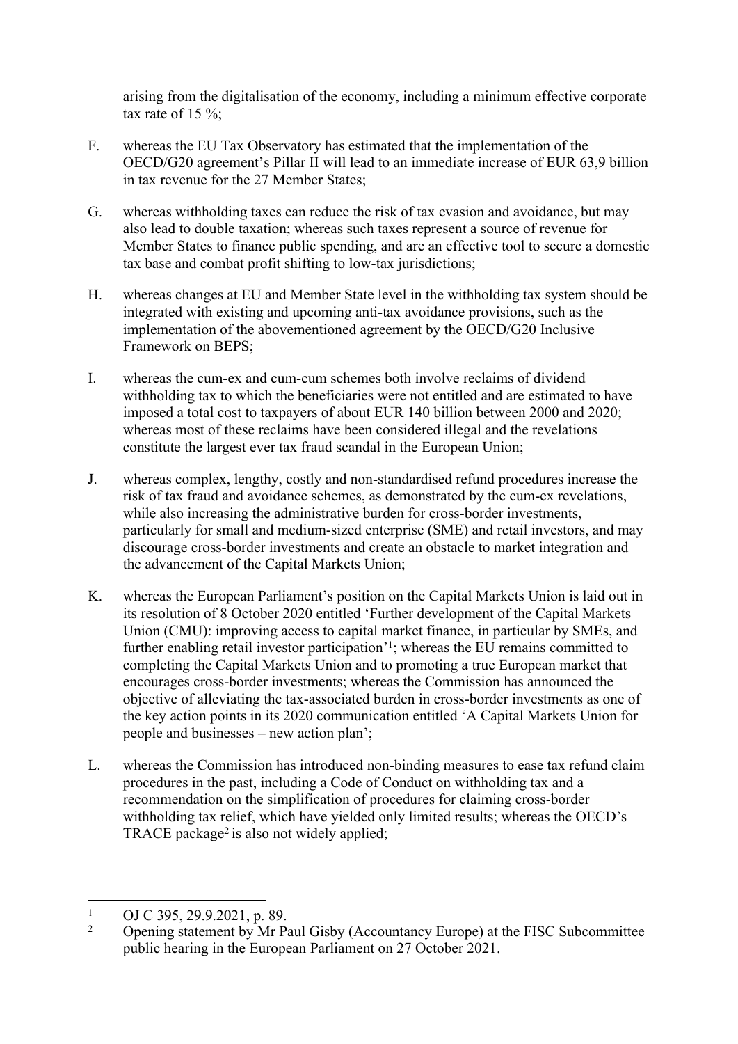arising from the digitalisation of the economy, including a minimum effective corporate tax rate of 15 %;

F. whereas the EU Tax Observatory has estimated that the implementation of the OECD/G20 agreement's Pillar II will lead to an immediate increase of EUR 63,9 billion in tax revenue for the 27 Member States;

G. whereas withholding taxes can reduce the risk of tax evasion and avoidance, but may also lead to double taxation; whereas such taxes represent a source of revenue for Member States to finance public spending, and are an effective tool to secure a domestic tax base and combat profit shifting to low-tax jurisdictions;

H. whereas changes at EU and Member State level in the withholding tax system should be integrated with existing and upcoming anti-tax avoidance provisions, such as the implementation of the abovementioned agreement by the OECD/G20 Inclusive Framework on BEPS;

I. whereas the cum-ex and cum-cum schemes both involve reclaims of dividend withholding tax to which the beneficiaries were not entitled and are estimated to have imposed a total cost to taxpayers of about EUR 140 billion between 2000 and 2020; whereas most of these reclaims have been considered illegal and the revelations constitute the largest ever tax fraud scandal in the European Union;

J. whereas complex, lengthy, costly and non-standardised refund procedures increase the risk of tax fraud and avoidance schemes, as demonstrated by the cum-ex revelations, while also increasing the administrative burden for cross-border investments, particularly for small and medium-sized enterprise (SME) and retail investors, and may discourage cross-border investments and create an obstacle to market integration and the advancement of the Capital Markets Union;

K. whereas the European Parliament's position on the Capital Markets Union is laid out in its resolution of 8 October 2020 entitled 'Further development of the Capital Markets Union (CMU): improving access to capital market finance, in particular by SMEs, and further enabling retail investor participation'[1]; whereas the EU remains committed to completing the Capital Markets Union and to promoting a true European market that encourages cross-border investments; whereas the Commission has announced the objective of alleviating the tax-associated burden in cross-border investments as one of the key action points in its 2020 communication entitled 'A Capital Markets Union for people and businesses – new action plan';

L. whereas the Commission has introduced non-binding measures to ease tax refund claim procedures in the past, including a Code of Conduct on withholding tax and a recommendation on the simplification of procedures for claiming cross-border withholding tax relief, which have yielded only limited results; whereas the OECD's TRACE package[2] is also not widely applied;

---

[1] OJ C 395, 29.9.2021, p. 89.

[2] Opening statement by Mr Paul Gisby (Accountancy Europe) at the FISC Subcommittee public hearing in the European Parliament on 27 October 2021.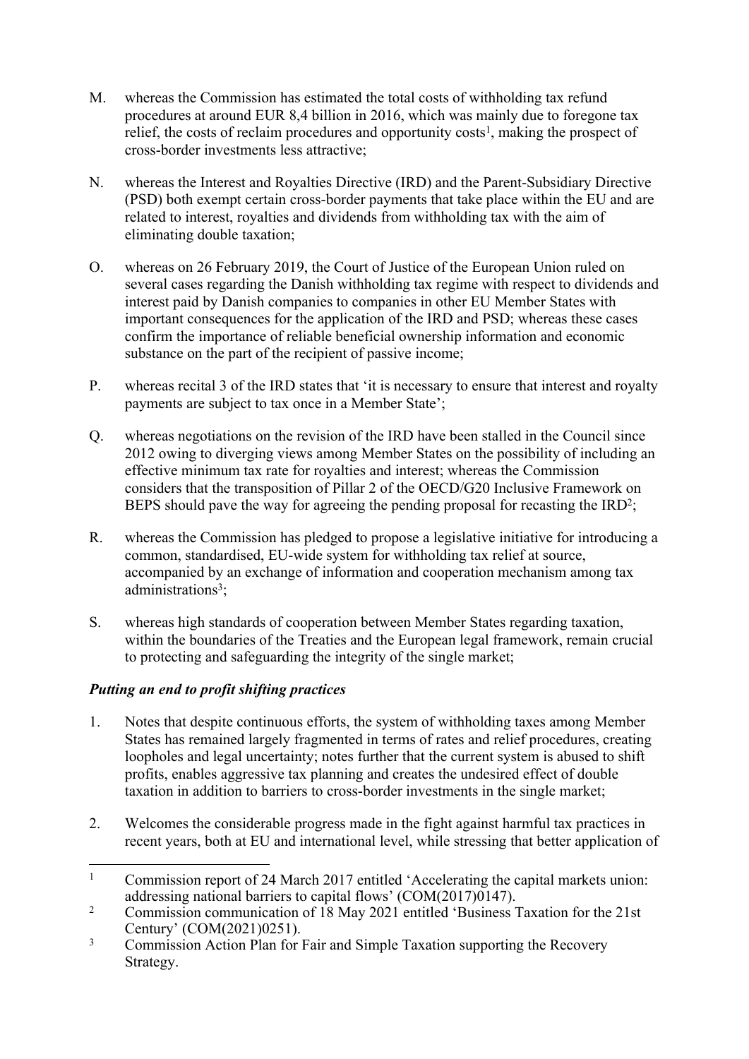M. whereas the Commission has estimated the total costs of withholding tax refund procedures at around EUR 8,4 billion in 2016, which was mainly due to foregone tax relief, the costs of reclaim procedures and opportunity costs[1], making the prospect of cross-border investments less attractive;

N. whereas the Interest and Royalties Directive (IRD) and the Parent-Subsidiary Directive (PSD) both exempt certain cross-border payments that take place within the EU and are related to interest, royalties and dividends from withholding tax with the aim of eliminating double taxation;

O. whereas on 26 February 2019, the Court of Justice of the European Union ruled on several cases regarding the Danish withholding tax regime with respect to dividends and interest paid by Danish companies to companies in other EU Member States with important consequences for the application of the IRD and PSD; whereas these cases confirm the importance of reliable beneficial ownership information and economic substance on the part of the recipient of passive income;

P. whereas recital 3 of the IRD states that 'it is necessary to ensure that interest and royalty payments are subject to tax once in a Member State';

Q. whereas negotiations on the revision of the IRD have been stalled in the Council since 2012 owing to diverging views among Member States on the possibility of including an effective minimum tax rate for royalties and interest; whereas the Commission considers that the transposition of Pillar 2 of the OECD/G20 Inclusive Framework on BEPS should pave the way for agreeing the pending proposal for recasting the IRD[2];

R. whereas the Commission has pledged to propose a legislative initiative for introducing a common, standardised, EU-wide system for withholding tax relief at source, accompanied by an exchange of information and cooperation mechanism among tax administrations[3];

S. whereas high standards of cooperation between Member States regarding taxation, within the boundaries of the Treaties and the European legal framework, remain crucial to protecting and safeguarding the integrity of the single market;

***Putting an end to profit shifting practices***

1. Notes that despite continuous efforts, the system of withholding taxes among Member States has remained largely fragmented in terms of rates and relief procedures, creating loopholes and legal uncertainty; notes further that the current system is abused to shift profits, enables aggressive tax planning and creates the undesired effect of double taxation in addition to barriers to cross-border investments in the single market;

2. Welcomes the considerable progress made in the fight against harmful tax practices in recent years, both at EU and international level, while stressing that better application of

---

[1] Commission report of 24 March 2017 entitled 'Accelerating the capital markets union: addressing national barriers to capital flows' (COM(2017)0147).

[2] Commission communication of 18 May 2021 entitled 'Business Taxation for the 21st Century' (COM(2021)0251).

[3] Commission Action Plan for Fair and Simple Taxation supporting the Recovery Strategy.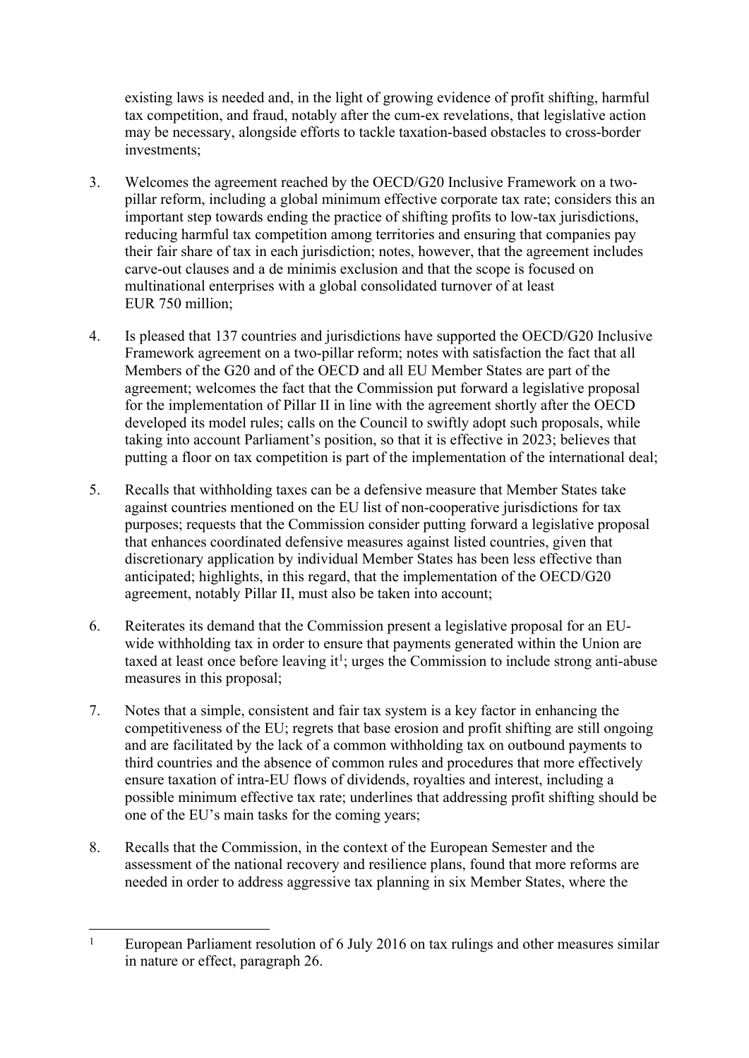existing laws is needed and, in the light of growing evidence of profit shifting, harmful tax competition, and fraud, notably after the cum-ex revelations, that legislative action may be necessary, alongside efforts to tackle taxation-based obstacles to cross-border investments;

3. Welcomes the agreement reached by the OECD/G20 Inclusive Framework on a two-pillar reform, including a global minimum effective corporate tax rate; considers this an important step towards ending the practice of shifting profits to low-tax jurisdictions, reducing harmful tax competition among territories and ensuring that companies pay their fair share of tax in each jurisdiction; notes, however, that the agreement includes carve-out clauses and a de minimis exclusion and that the scope is focused on multinational enterprises with a global consolidated turnover of at least EUR 750 million;

4. Is pleased that 137 countries and jurisdictions have supported the OECD/G20 Inclusive Framework agreement on a two-pillar reform; notes with satisfaction the fact that all Members of the G20 and of the OECD and all EU Member States are part of the agreement; welcomes the fact that the Commission put forward a legislative proposal for the implementation of Pillar II in line with the agreement shortly after the OECD developed its model rules; calls on the Council to swiftly adopt such proposals, while taking into account Parliament's position, so that it is effective in 2023; believes that putting a floor on tax competition is part of the implementation of the international deal;

5. Recalls that withholding taxes can be a defensive measure that Member States take against countries mentioned on the EU list of non-cooperative jurisdictions for tax purposes; requests that the Commission consider putting forward a legislative proposal that enhances coordinated defensive measures against listed countries, given that discretionary application by individual Member States has been less effective than anticipated; highlights, in this regard, that the implementation of the OECD/G20 agreement, notably Pillar II, must also be taken into account;

6. Reiterates its demand that the Commission present a legislative proposal for an EU-wide withholding tax in order to ensure that payments generated within the Union are taxed at least once before leaving it[1]; urges the Commission to include strong anti-abuse measures in this proposal;

7. Notes that a simple, consistent and fair tax system is a key factor in enhancing the competitiveness of the EU; regrets that base erosion and profit shifting are still ongoing and are facilitated by the lack of a common withholding tax on outbound payments to third countries and the absence of common rules and procedures that more effectively ensure taxation of intra-EU flows of dividends, royalties and interest, including a possible minimum effective tax rate; underlines that addressing profit shifting should be one of the EU's main tasks for the coming years;

8. Recalls that the Commission, in the context of the European Semester and the assessment of the national recovery and resilience plans, found that more reforms are needed in order to address aggressive tax planning in six Member States, where the

[1] European Parliament resolution of 6 July 2016 on tax rulings and other measures similar in nature or effect, paragraph 26.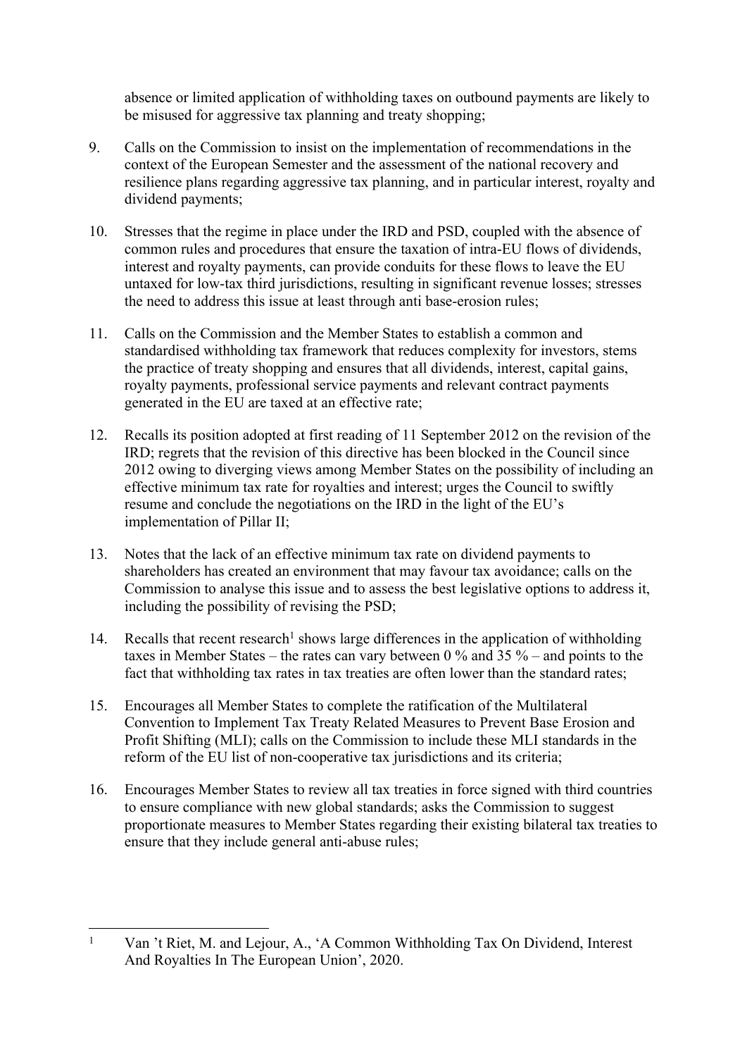absence or limited application of withholding taxes on outbound payments are likely to be misused for aggressive tax planning and treaty shopping;

9. Calls on the Commission to insist on the implementation of recommendations in the context of the European Semester and the assessment of the national recovery and resilience plans regarding aggressive tax planning, and in particular interest, royalty and dividend payments;

10. Stresses that the regime in place under the IRD and PSD, coupled with the absence of common rules and procedures that ensure the taxation of intra-EU flows of dividends, interest and royalty payments, can provide conduits for these flows to leave the EU untaxed for low-tax third jurisdictions, resulting in significant revenue losses; stresses the need to address this issue at least through anti base-erosion rules;

11. Calls on the Commission and the Member States to establish a common and standardised withholding tax framework that reduces complexity for investors, stems the practice of treaty shopping and ensures that all dividends, interest, capital gains, royalty payments, professional service payments and relevant contract payments generated in the EU are taxed at an effective rate;

12. Recalls its position adopted at first reading of 11 September 2012 on the revision of the IRD; regrets that the revision of this directive has been blocked in the Council since 2012 owing to diverging views among Member States on the possibility of including an effective minimum tax rate for royalties and interest; urges the Council to swiftly resume and conclude the negotiations on the IRD in the light of the EU's implementation of Pillar II;

13. Notes that the lack of an effective minimum tax rate on dividend payments to shareholders has created an environment that may favour tax avoidance; calls on the Commission to analyse this issue and to assess the best legislative options to address it, including the possibility of revising the PSD;

14. Recalls that recent research[1] shows large differences in the application of withholding taxes in Member States – the rates can vary between 0 % and 35 % – and points to the fact that withholding tax rates in tax treaties are often lower than the standard rates;

15. Encourages all Member States to complete the ratification of the Multilateral Convention to Implement Tax Treaty Related Measures to Prevent Base Erosion and Profit Shifting (MLI); calls on the Commission to include these MLI standards in the reform of the EU list of non-cooperative tax jurisdictions and its criteria;

16. Encourages Member States to review all tax treaties in force signed with third countries to ensure compliance with new global standards; asks the Commission to suggest proportionate measures to Member States regarding their existing bilateral tax treaties to ensure that they include general anti-abuse rules;

[1] Van 't Riet, M. and Lejour, A., 'A Common Withholding Tax On Dividend, Interest And Royalties In The European Union', 2020.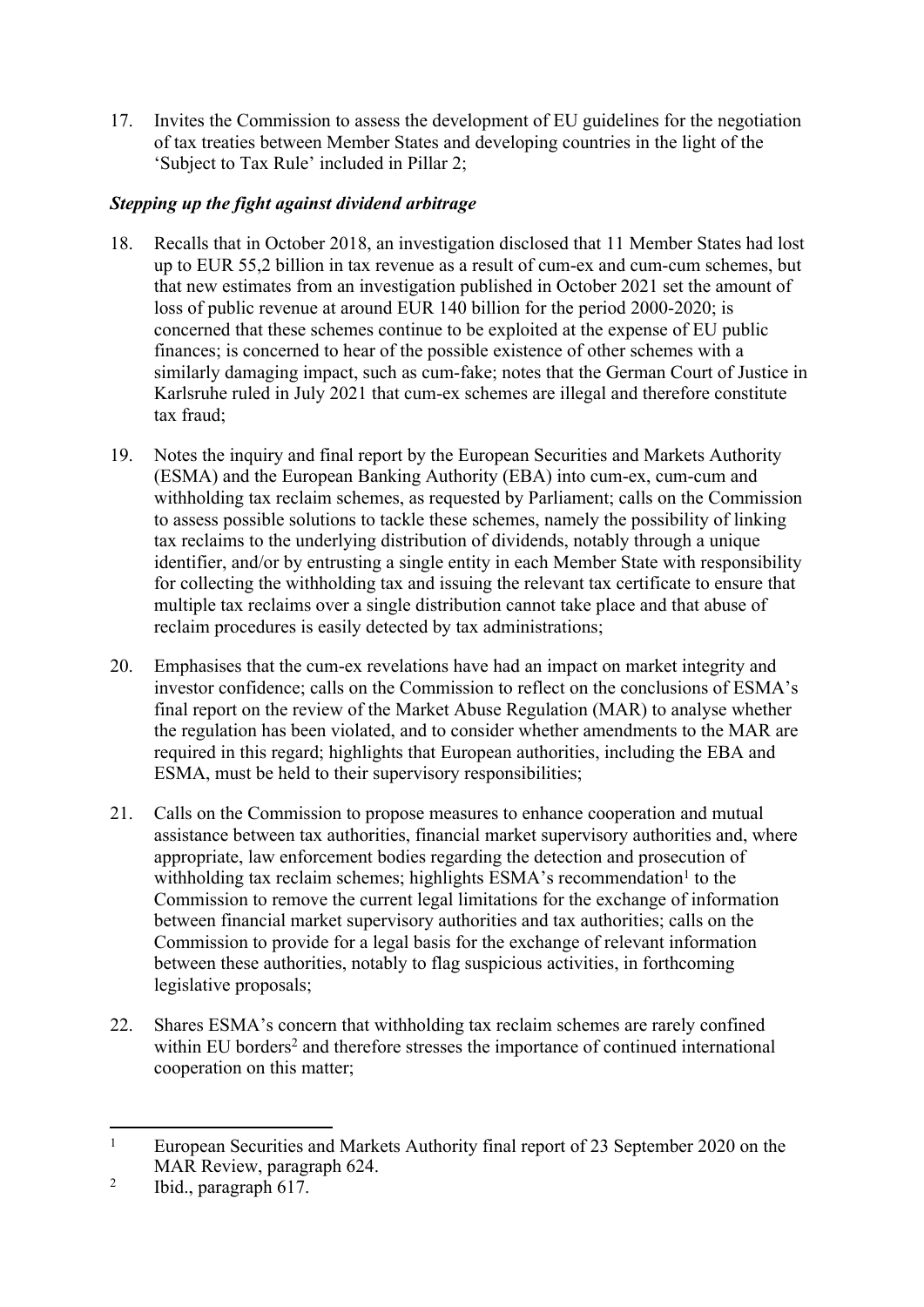17. Invites the Commission to assess the development of EU guidelines for the negotiation of tax treaties between Member States and developing countries in the light of the 'Subject to Tax Rule' included in Pillar 2;

***Stepping up the fight against dividend arbitrage***

18. Recalls that in October 2018, an investigation disclosed that 11 Member States had lost up to EUR 55,2 billion in tax revenue as a result of cum-ex and cum-cum schemes, but that new estimates from an investigation published in October 2021 set the amount of loss of public revenue at around EUR 140 billion for the period 2000-2020; is concerned that these schemes continue to be exploited at the expense of EU public finances; is concerned to hear of the possible existence of other schemes with a similarly damaging impact, such as cum-fake; notes that the German Court of Justice in Karlsruhe ruled in July 2021 that cum-ex schemes are illegal and therefore constitute tax fraud;

19. Notes the inquiry and final report by the European Securities and Markets Authority (ESMA) and the European Banking Authority (EBA) into cum-ex, cum-cum and withholding tax reclaim schemes, as requested by Parliament; calls on the Commission to assess possible solutions to tackle these schemes, namely the possibility of linking tax reclaims to the underlying distribution of dividends, notably through a unique identifier, and/or by entrusting a single entity in each Member State with responsibility for collecting the withholding tax and issuing the relevant tax certificate to ensure that multiple tax reclaims over a single distribution cannot take place and that abuse of reclaim procedures is easily detected by tax administrations;

20. Emphasises that the cum-ex revelations have had an impact on market integrity and investor confidence; calls on the Commission to reflect on the conclusions of ESMA's final report on the review of the Market Abuse Regulation (MAR) to analyse whether the regulation has been violated, and to consider whether amendments to the MAR are required in this regard; highlights that European authorities, including the EBA and ESMA, must be held to their supervisory responsibilities;

21. Calls on the Commission to propose measures to enhance cooperation and mutual assistance between tax authorities, financial market supervisory authorities and, where appropriate, law enforcement bodies regarding the detection and prosecution of withholding tax reclaim schemes; highlights ESMA's recommendation[1] to the Commission to remove the current legal limitations for the exchange of information between financial market supervisory authorities and tax authorities; calls on the Commission to provide for a legal basis for the exchange of relevant information between these authorities, notably to flag suspicious activities, in forthcoming legislative proposals;

22. Shares ESMA's concern that withholding tax reclaim schemes are rarely confined within EU borders[2] and therefore stresses the importance of continued international cooperation on this matter;

---

[1] European Securities and Markets Authority final report of 23 September 2020 on the MAR Review, paragraph 624.

[2] Ibid., paragraph 617.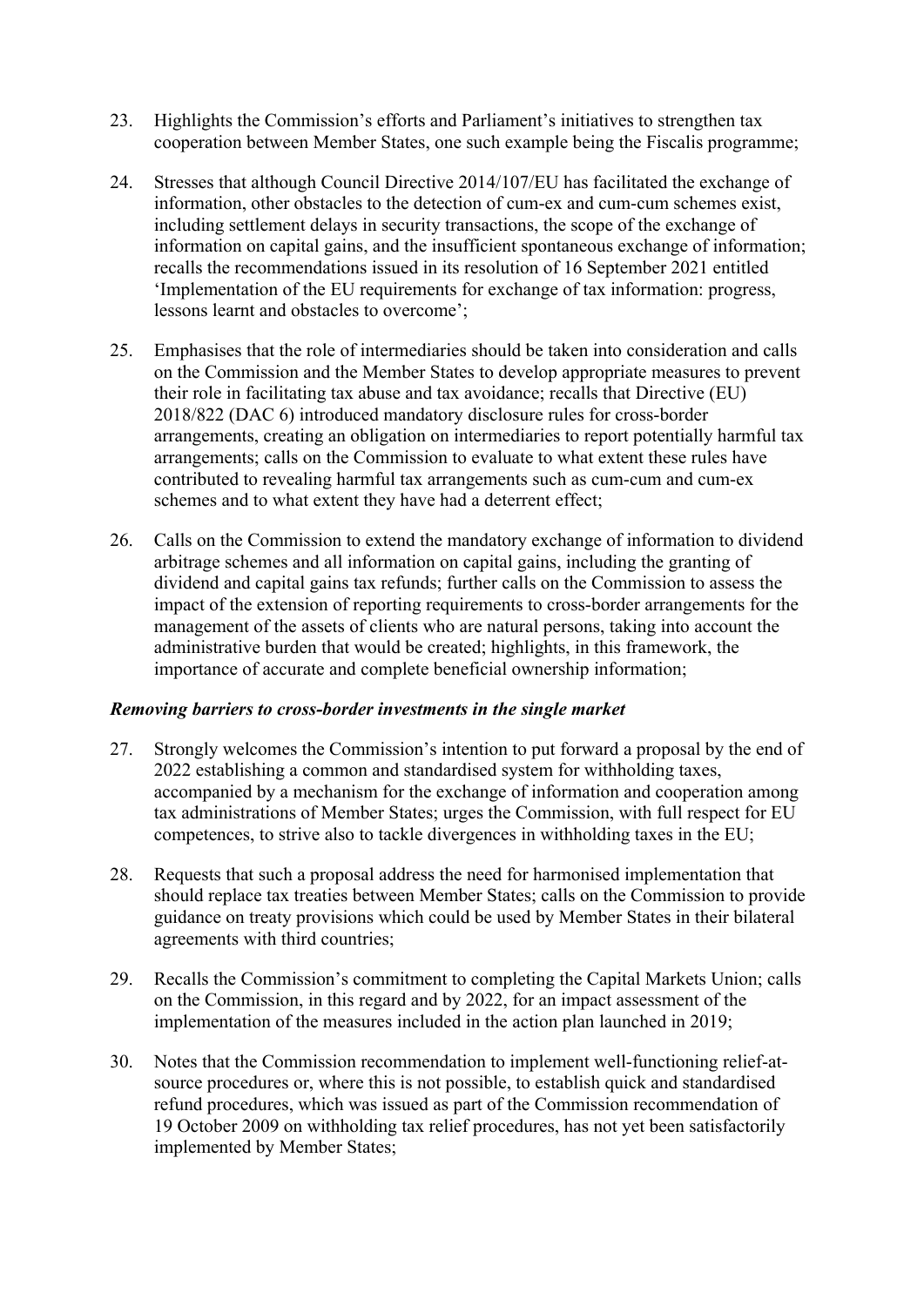23. Highlights the Commission's efforts and Parliament's initiatives to strengthen tax cooperation between Member States, one such example being the Fiscalis programme;

24. Stresses that although Council Directive 2014/107/EU has facilitated the exchange of information, other obstacles to the detection of cum-ex and cum-cum schemes exist, including settlement delays in security transactions, the scope of the exchange of information on capital gains, and the insufficient spontaneous exchange of information; recalls the recommendations issued in its resolution of 16 September 2021 entitled 'Implementation of the EU requirements for exchange of tax information: progress, lessons learnt and obstacles to overcome';

25. Emphasises that the role of intermediaries should be taken into consideration and calls on the Commission and the Member States to develop appropriate measures to prevent their role in facilitating tax abuse and tax avoidance; recalls that Directive (EU) 2018/822 (DAC 6) introduced mandatory disclosure rules for cross-border arrangements, creating an obligation on intermediaries to report potentially harmful tax arrangements; calls on the Commission to evaluate to what extent these rules have contributed to revealing harmful tax arrangements such as cum-cum and cum-ex schemes and to what extent they have had a deterrent effect;

26. Calls on the Commission to extend the mandatory exchange of information to dividend arbitrage schemes and all information on capital gains, including the granting of dividend and capital gains tax refunds; further calls on the Commission to assess the impact of the extension of reporting requirements to cross-border arrangements for the management of the assets of clients who are natural persons, taking into account the administrative burden that would be created; highlights, in this framework, the importance of accurate and complete beneficial ownership information;

***Removing barriers to cross-border investments in the single market***

27. Strongly welcomes the Commission's intention to put forward a proposal by the end of 2022 establishing a common and standardised system for withholding taxes, accompanied by a mechanism for the exchange of information and cooperation among tax administrations of Member States; urges the Commission, with full respect for EU competences, to strive also to tackle divergences in withholding taxes in the EU;

28. Requests that such a proposal address the need for harmonised implementation that should replace tax treaties between Member States; calls on the Commission to provide guidance on treaty provisions which could be used by Member States in their bilateral agreements with third countries;

29. Recalls the Commission's commitment to completing the Capital Markets Union; calls on the Commission, in this regard and by 2022, for an impact assessment of the implementation of the measures included in the action plan launched in 2019;

30. Notes that the Commission recommendation to implement well-functioning relief-at-source procedures or, where this is not possible, to establish quick and standardised refund procedures, which was issued as part of the Commission recommendation of 19 October 2009 on withholding tax relief procedures, has not yet been satisfactorily implemented by Member States;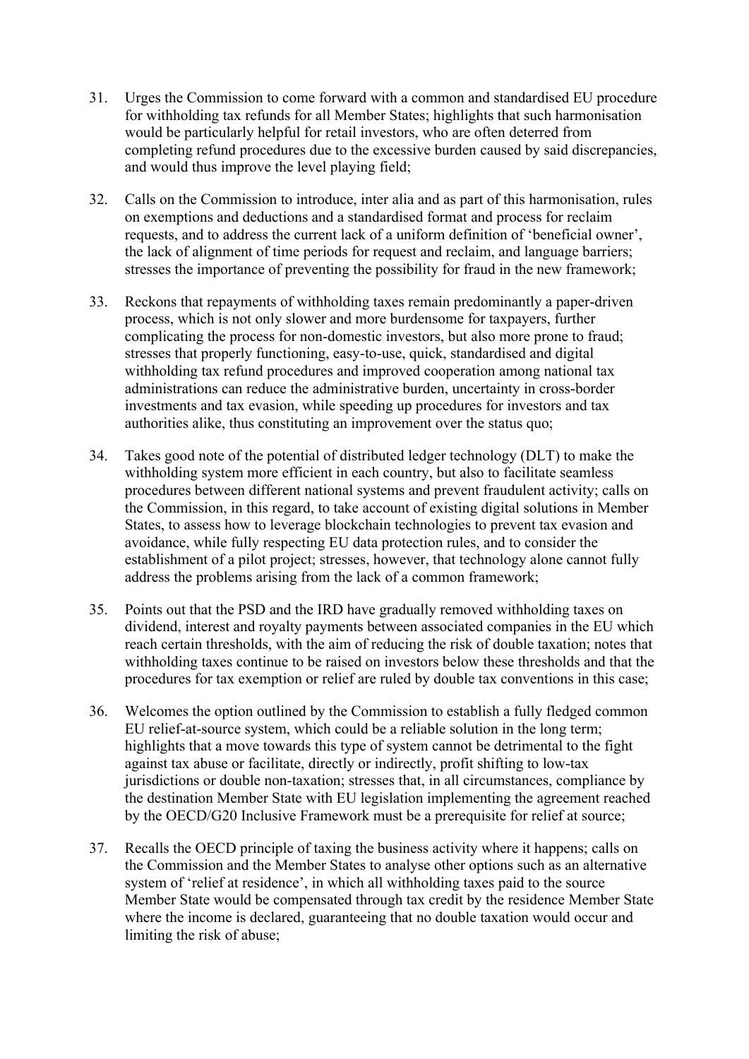31. Urges the Commission to come forward with a common and standardised EU procedure for withholding tax refunds for all Member States; highlights that such harmonisation would be particularly helpful for retail investors, who are often deterred from completing refund procedures due to the excessive burden caused by said discrepancies, and would thus improve the level playing field;

32. Calls on the Commission to introduce, inter alia and as part of this harmonisation, rules on exemptions and deductions and a standardised format and process for reclaim requests, and to address the current lack of a uniform definition of 'beneficial owner', the lack of alignment of time periods for request and reclaim, and language barriers; stresses the importance of preventing the possibility for fraud in the new framework;

33. Reckons that repayments of withholding taxes remain predominantly a paper-driven process, which is not only slower and more burdensome for taxpayers, further complicating the process for non-domestic investors, but also more prone to fraud; stresses that properly functioning, easy-to-use, quick, standardised and digital withholding tax refund procedures and improved cooperation among national tax administrations can reduce the administrative burden, uncertainty in cross-border investments and tax evasion, while speeding up procedures for investors and tax authorities alike, thus constituting an improvement over the status quo;

34. Takes good note of the potential of distributed ledger technology (DLT) to make the withholding system more efficient in each country, but also to facilitate seamless procedures between different national systems and prevent fraudulent activity; calls on the Commission, in this regard, to take account of existing digital solutions in Member States, to assess how to leverage blockchain technologies to prevent tax evasion and avoidance, while fully respecting EU data protection rules, and to consider the establishment of a pilot project; stresses, however, that technology alone cannot fully address the problems arising from the lack of a common framework;

35. Points out that the PSD and the IRD have gradually removed withholding taxes on dividend, interest and royalty payments between associated companies in the EU which reach certain thresholds, with the aim of reducing the risk of double taxation; notes that withholding taxes continue to be raised on investors below these thresholds and that the procedures for tax exemption or relief are ruled by double tax conventions in this case;

36. Welcomes the option outlined by the Commission to establish a fully fledged common EU relief-at-source system, which could be a reliable solution in the long term; highlights that a move towards this type of system cannot be detrimental to the fight against tax abuse or facilitate, directly or indirectly, profit shifting to low-tax jurisdictions or double non-taxation; stresses that, in all circumstances, compliance by the destination Member State with EU legislation implementing the agreement reached by the OECD/G20 Inclusive Framework must be a prerequisite for relief at source;

37. Recalls the OECD principle of taxing the business activity where it happens; calls on the Commission and the Member States to analyse other options such as an alternative system of 'relief at residence', in which all withholding taxes paid to the source Member State would be compensated through tax credit by the residence Member State where the income is declared, guaranteeing that no double taxation would occur and limiting the risk of abuse;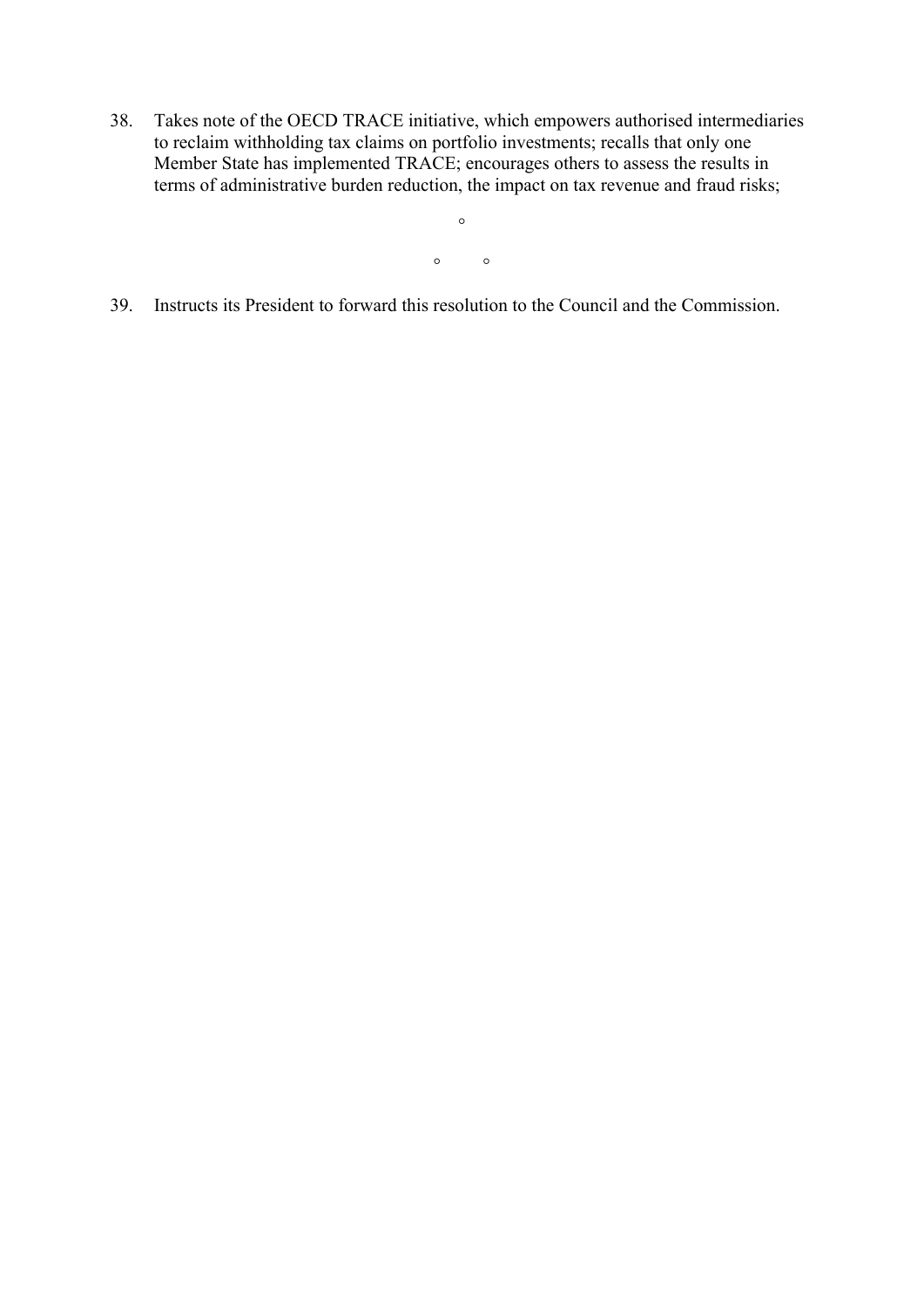38. Takes note of the OECD TRACE initiative, which empowers authorised intermediaries to reclaim withholding tax claims on portfolio investments; recalls that only one Member State has implemented TRACE; encourages others to assess the results in terms of administrative burden reduction, the impact on tax revenue and fraud risks;

°

° °

39. Instructs its President to forward this resolution to the Council and the Commission.